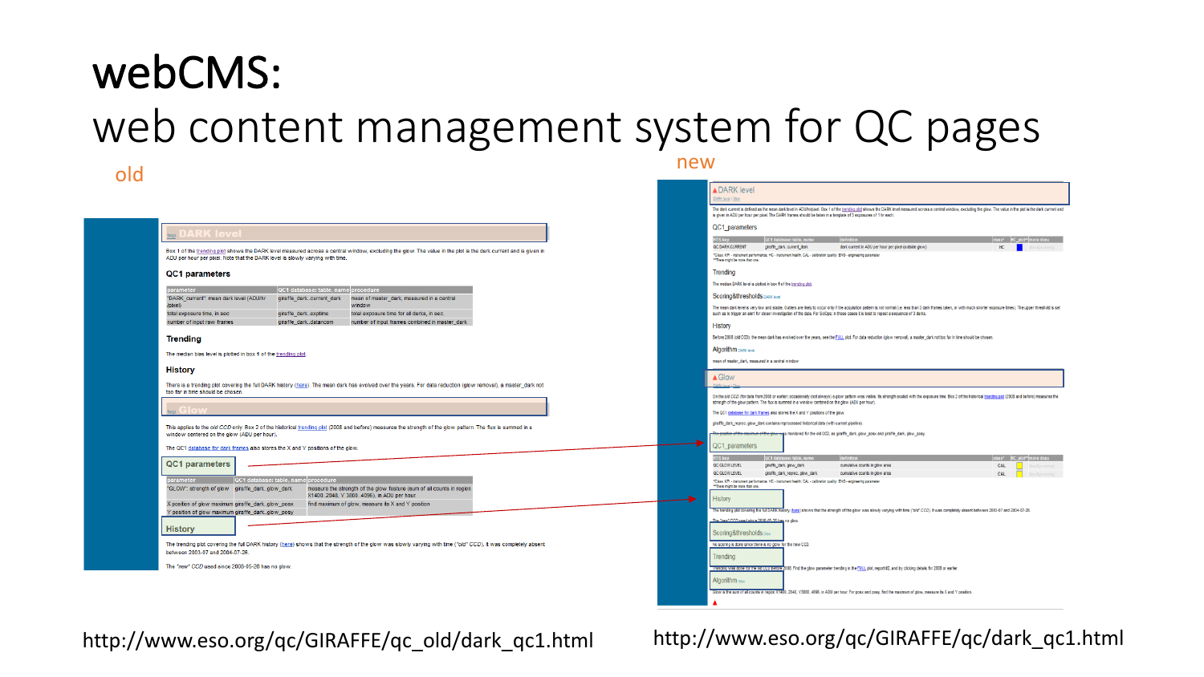# webCMS:

## web content management system for QC pages

old

new

http://www.eso.org/qc/GIRAFFE/qc_old/dark_qc1.html

http://www.eso.org/qc/GIRAFFE/qc/dark_qc1.html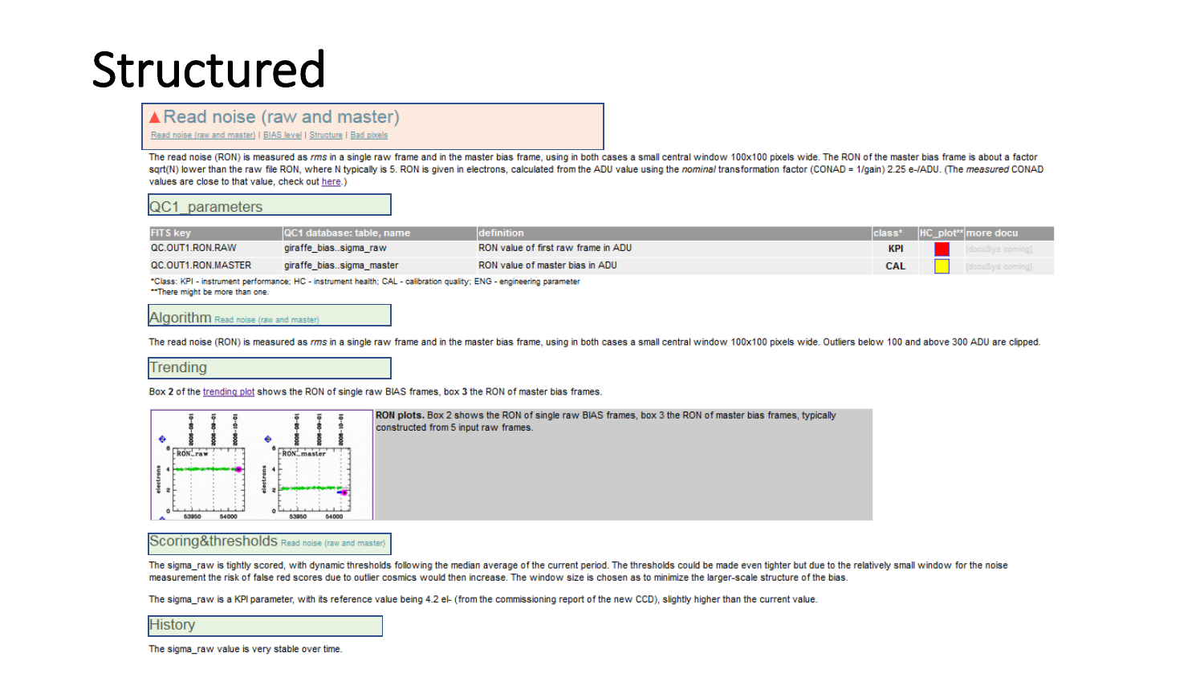# Structured

## ▲Read noise (raw and master)

Read noise (raw and master) | BIAS level | Structure | Bad pixels

The read noise (RON) is measured as *rms* in a single raw frame and in the master bias frame, using in both cases a small central window 100x100 pixels wide. The RON of the master bias frame is about a factor sqrt(N) lower than the raw file RON, where N typically is 5. RON is given in electrons, calculated from the ADU value using the *nominal* transformation factor (CONAD = 1/gain) 2.25 e-/ADU. (The *measured* CONAD values are close to that value, check out here.)

### QC1_parameters

| FITS key | QC1 database: table, name | definition | class* | HC_plot** | more docu |
|---|---|---|---|---|---|
| QC.OUT1.RON.RAW | giraffe_bias..sigma_raw | RON value of first raw frame in ADU | KPI | | [docuSys coming] |
| QC.OUT1.RON.MASTER | giraffe_bias..sigma_master | RON value of master bias in ADU | CAL | | [docuSys coming] |

*Class: KPI - instrument performance; HC - instrument health; CAL - calibration quality; ENG - engineering parameter
**There might be more than one.

### Algorithm Read noise (raw and master)

The read noise (RON) is measured as *rms* in a single raw frame and in the master bias frame, using in both cases a small central window 100x100 pixels wide. Outliers below 100 and above 300 ADU are clipped.

### Trending

Box 2 of the trending plot shows the RON of single raw BIAS frames, box 3 the RON of master bias frames.

**RON plots.** Box 2 shows the RON of single raw BIAS frames, box 3 the RON of master bias frames, typically constructed from 5 input raw frames.

### Scoring&thresholds Read noise (raw and master)

The sigma_raw is tightly scored, with dynamic thresholds following the median average of the current period. The thresholds could be made even tighter but due to the relatively small window for the noise measurement the risk of false red scores due to outlier cosmics would then increase. The window size is chosen as to minimize the larger-scale structure of the bias.

The sigma_raw is a KPI parameter, with its reference value being 4.2 e- (from the commissioning report of the new CCD), slightly higher than the current value.

### History

The sigma_raw value is very stable over time.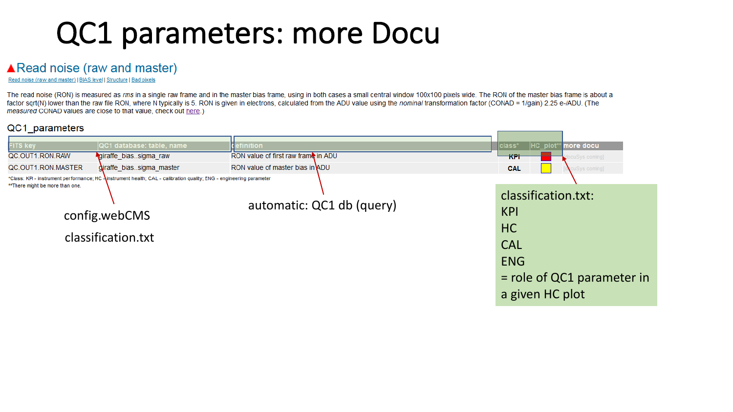# QC1 parameters: more Docu

## ▲Read noise (raw and master)

Read noise (raw and master) | BIAS level | Structure | Bad pixels

The read noise (RON) is measured as *rms* in a single raw frame and in the master bias frame, using in both cases a small central window 100x100 pixels wide. The RON of the master bias frame is about a factor sqrt(N) lower than the raw file RON, where N typically is 5. RON is given in electrons, calculated from the ADU value using the *nominal* transformation factor (CONAD = 1/gain) 2.25 e-/ADU. (The *measured* CONAD values are close to that value, check out here.)

### QC1_parameters

| FITS key | QC1 database: table, name | definition | class* | HC_plot** | more docu |
|---|---|---|---|---|---|
| QC.OUT1.RON.RAW | giraffe_bias..sigma_raw | RON value of first raw frame in ADU | KPI | (red) | [docuSys coming] |
| QC.OUT1.RON.MASTER | giraffe_bias..sigma_master | RON value of master bias in ADU | CAL | (yellow) | [docuSys coming] |

*Class: KPI - instrument performance; HC - instrument health; CAL - calibration quality; ENG - engineering parameter

**There might be more than one.

config.webCMS

classification.txt

automatic: QC1 db (query)

classification.txt:
KPI
HC
CAL
ENG
= role of QC1 parameter in a given HC plot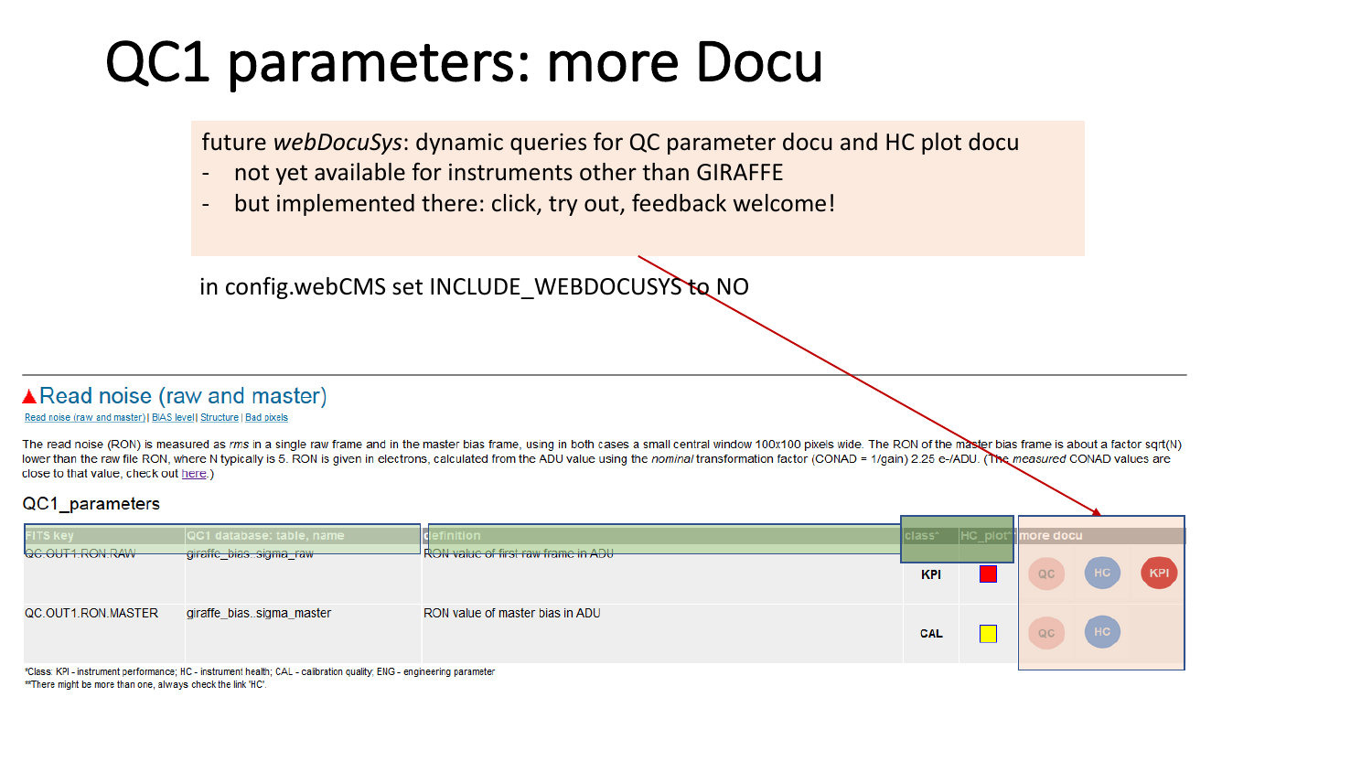# QC1 parameters: more Docu

future *webDocuSys*: dynamic queries for QC parameter docu and HC plot docu
- not yet available for instruments other than GIRAFFE
- but implemented there: click, try out, feedback welcome!

in config.webCMS set INCLUDE_WEBDOCUSYS to NO

## ▲Read noise (raw and master)

Read noise (raw and master) | BIAS level | Structure | Bad pixels

The read noise (RON) is measured as *rms* in a single raw frame and in the master bias frame, using in both cases a small central window 100x100 pixels wide. The RON of the master bias frame is about a factor sqrt(N) lower than the raw file RON, where N typically is 5. RON is given in electrons, calculated from the ADU value using the *nominal* transformation factor (CONAD = 1/gain) 2.25 e-/ADU. (The *measured* CONAD values are close to that value, check out here.)

### QC1_parameters

| FITS key | QC1 database: table, name | definition | class* | HC_plot** | more docu |
|---|---|---|---|---|---|
| QC.OUT1.RON.RAW | giraffe_bias..sigma_raw | RON value of first raw frame in ADU | KPI | | QC HC KPI |
| QC.OUT1.RON.MASTER | giraffe_bias..sigma_master | RON value of master bias in ADU | CAL | | QC HC |

*Class: KPI - instrument performance; HC - instrument health; CAL - calibration quality; ENG - engineering parameter
**There might be more than one, always check the link 'HC'.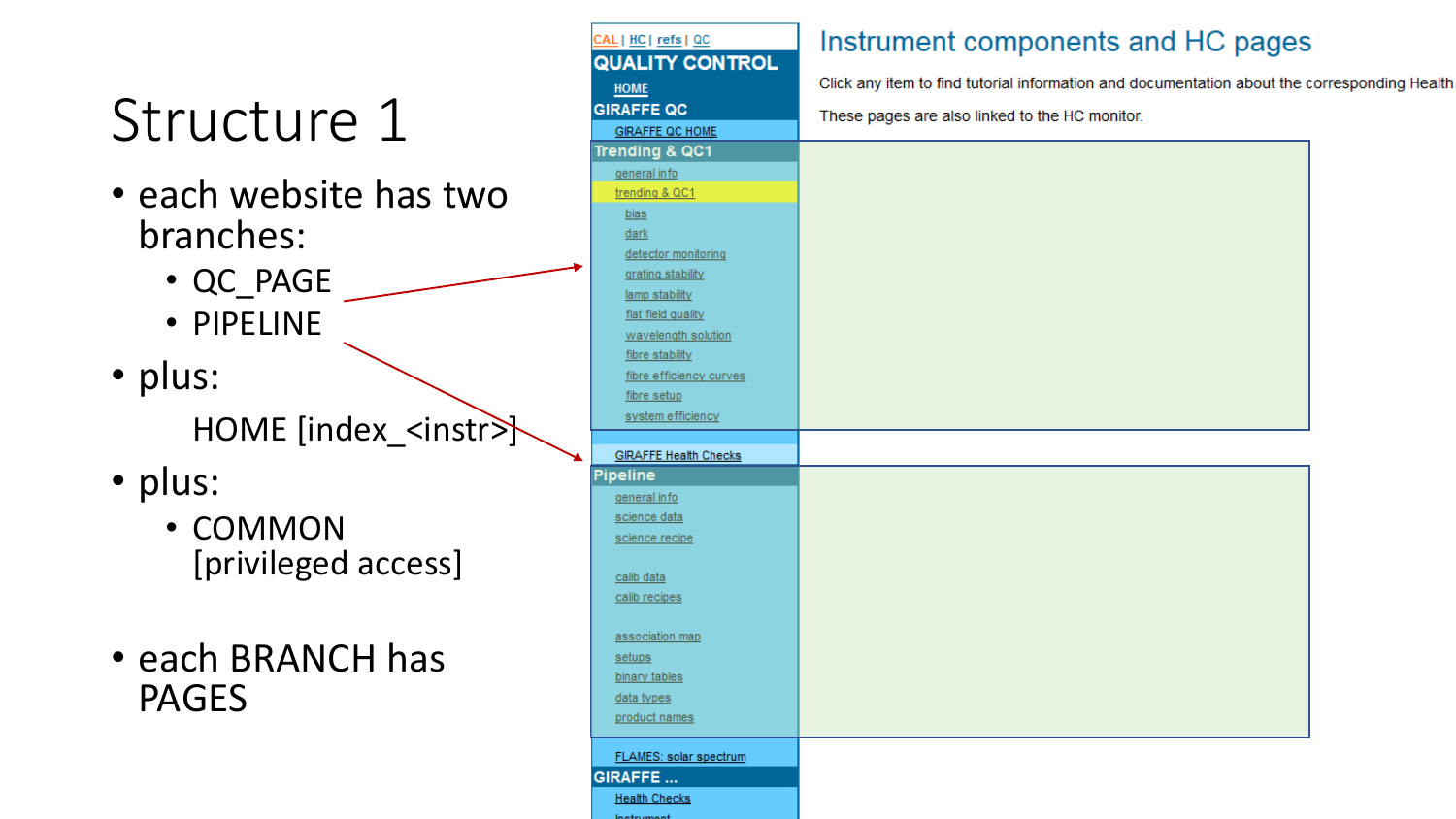# Structure 1

- each website has two branches:
  - QC_PAGE
  - PIPELINE
- plus:

  HOME [index_<instr>]
- plus:
  - COMMON [privileged access]

- each BRANCH has PAGES

CAL | HC | refs | QC

**QUALITY CONTROL**

HOME

**GIRAFFE QC**

GIRAFFE QC HOME

**Trending & QC1**

- general info
- trending & QC1
  - bias
  - dark
  - detector monitoring
  - grating stability
  - lamp stability
  - flat field quality
  - wavelength solution
  - fibre stability
  - fibre efficiency curves
  - fibre setup
  - system efficiency

GIRAFFE Health Checks

**Pipeline**

- general info
- science data
- science recipe
- calib data
- calib recipes
- association map
- setups
- binary tables
- data types
- product names

FLAMES: solar spectrum

**GIRAFFE ...**

Health Checks

Instrument

## Instrument components and HC pages

Click any item to find tutorial information and documentation about the corresponding Health

These pages are also linked to the HC monitor.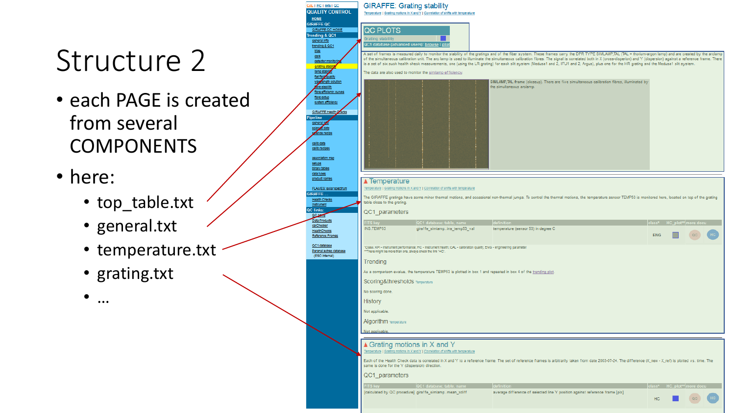# Structure 2

- each PAGE is created from several COMPONENTS
- here:
  - top_table.txt
  - general.txt
  - temperature.txt
  - grating.txt
  - …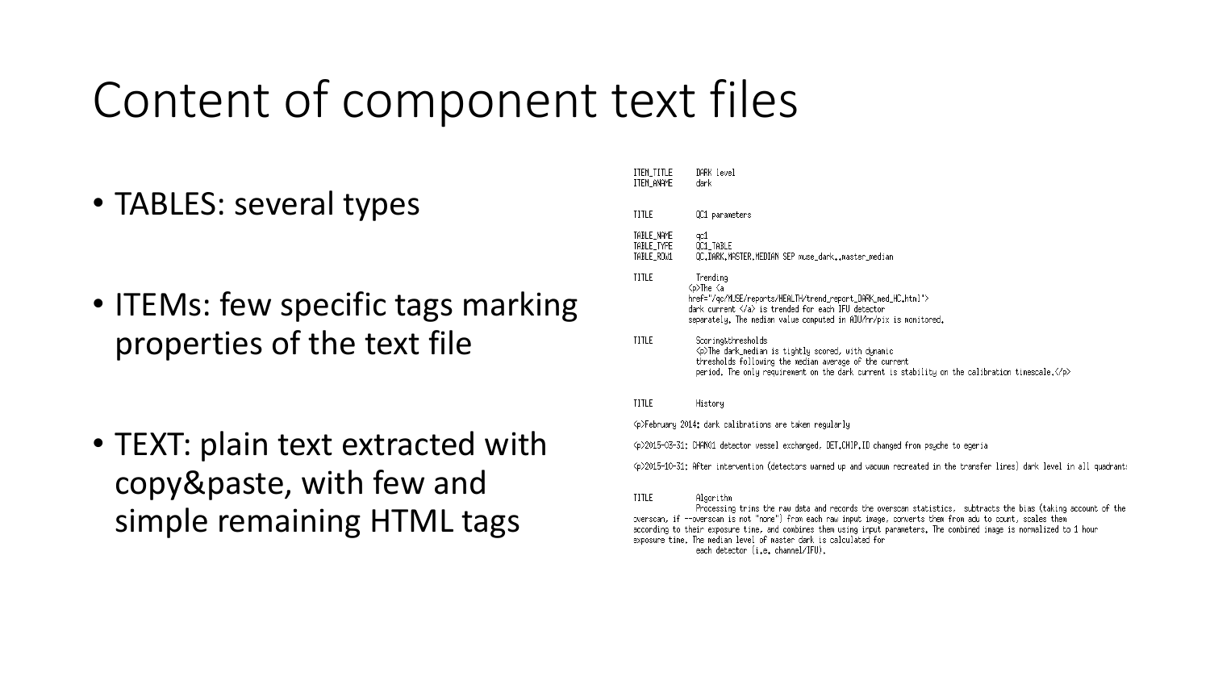# Content of component text files

- TABLES: several types
- ITEMs: few specific tags marking properties of the text file
- TEXT: plain text extracted with copy&paste, with few and simple remaining HTML tags

```
ITEM_TITLE     DARK level
ITEM_ANAME     dark


TITLE          QC1 parameters

TABLE_NAME     qc1
TABLE_TYPE     QC1_TABLE
TABLE_ROW1     QC.DARK.MASTER.MEDIAN SEP muse_dark..master_median

TITLE          Trending
            <p>The <a
            href="/qc/MUSE/reports/HEALTH/trend_report_DARK_med_HC.html">
            dark current </a> is trended for each IFU detector
            separately. The median value computed in ADU/hr/pix is monitored.

TITLE          Scoring&thresholds
               <p>The dark_median is tightly scored, with dynamic
               thresholds following the median average of the current
               period. The only requirement on the dark current is stability on the calibration timescale.</p>


TITLE          History

<p>February 2014: dark calibrations are taken regularly

<p>2015-03-31: CHAN01 detector vessel exchanged, DET.CHIP.ID changed from psyche to egeria

<p>2015-10-31: After intervention (detectors warmed up and vacuum recreated in the transfer lines) dark level in all quadrant

TITLE          Algorithm
               Processing trims the raw data and records the overscan statistics,  subtracts the bias (taking account of the
overscan, if --overscan is not "none") from each raw input image, converts them from adu to count, scales them
according to their exposure time, and combines them using input parameters. The combined image is normalized to 1 hour
exposure time. The median level of master dark is calculated for
               each detector (i.e. channel/IFU).
```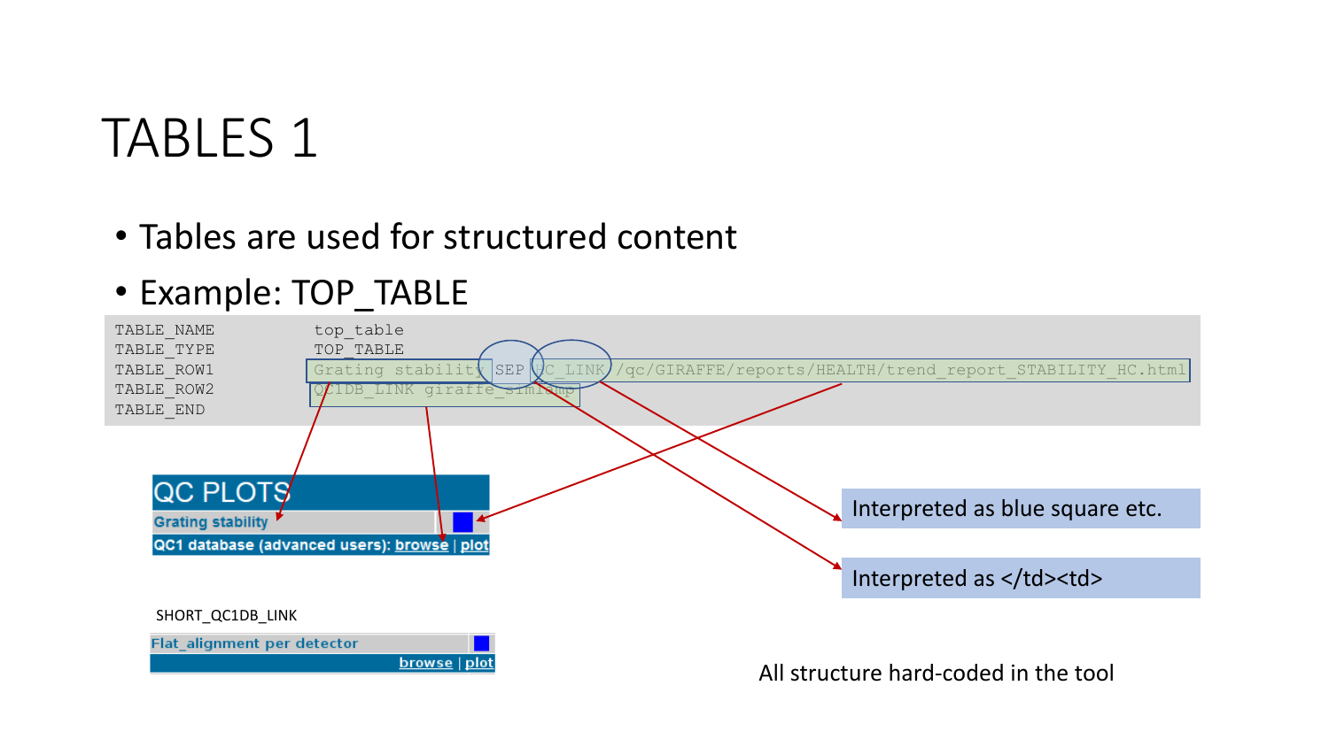# TABLES 1

- Tables are used for structured content
- Example: TOP_TABLE

```
TABLE_NAME          top_table
TABLE_TYPE          TOP_TABLE
TABLE_ROW1          Grating stability SEP HC_LINK /qc/GIRAFFE/reports/HEALTH/trend_report_STABILITY_HC.html
TABLE_ROW2          QC1DB_LINK giraffe_simlamp
TABLE_END
```

QC PLOTS

Grating stability

QC1 database (advanced users): browse | plot

Interpreted as blue square etc.

Interpreted as </td><td>

SHORT_QC1DB_LINK

Flat_alignment per detector

browse | plot

All structure hard-coded in the tool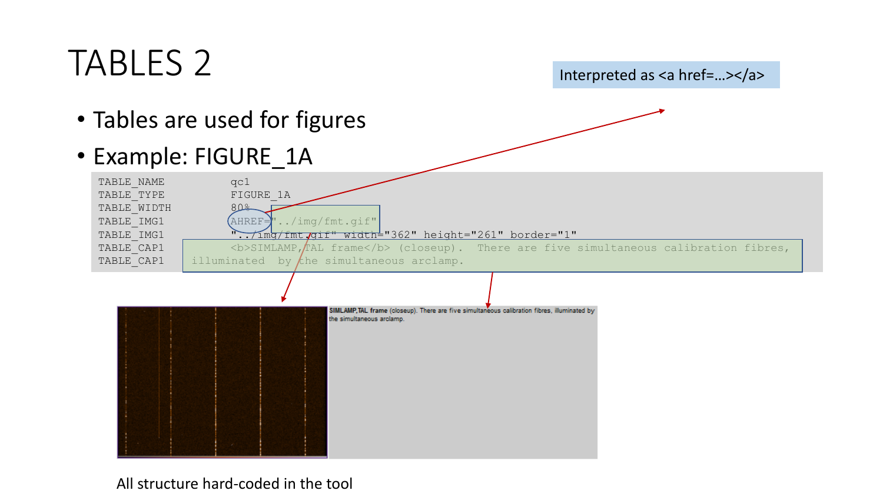# TABLES 2

Interpreted as <a href=…></a>

- Tables are used for figures
- Example: FIGURE_1A

```
TABLE_NAME          qc1
TABLE_TYPE          FIGURE_1A
TABLE_WIDTH         80%
TABLE_IMG1          AHREF="../img/fmt.gif"
TABLE_IMG1          "../img/fmt.gif" width="362" height="261" border="1"
TABLE_CAP1          <b>SIMLAMP,TAL frame</b> (closeup).  There are five simultaneous calibration fibres,
TABLE_CAP1          illuminated  by the simultaneous arclamp.
```

**SIMLAMP,TAL frame** (closeup). There are five simultaneous calibration fibres, illuminated by the simultaneous arclamp.

All structure hard-coded in the tool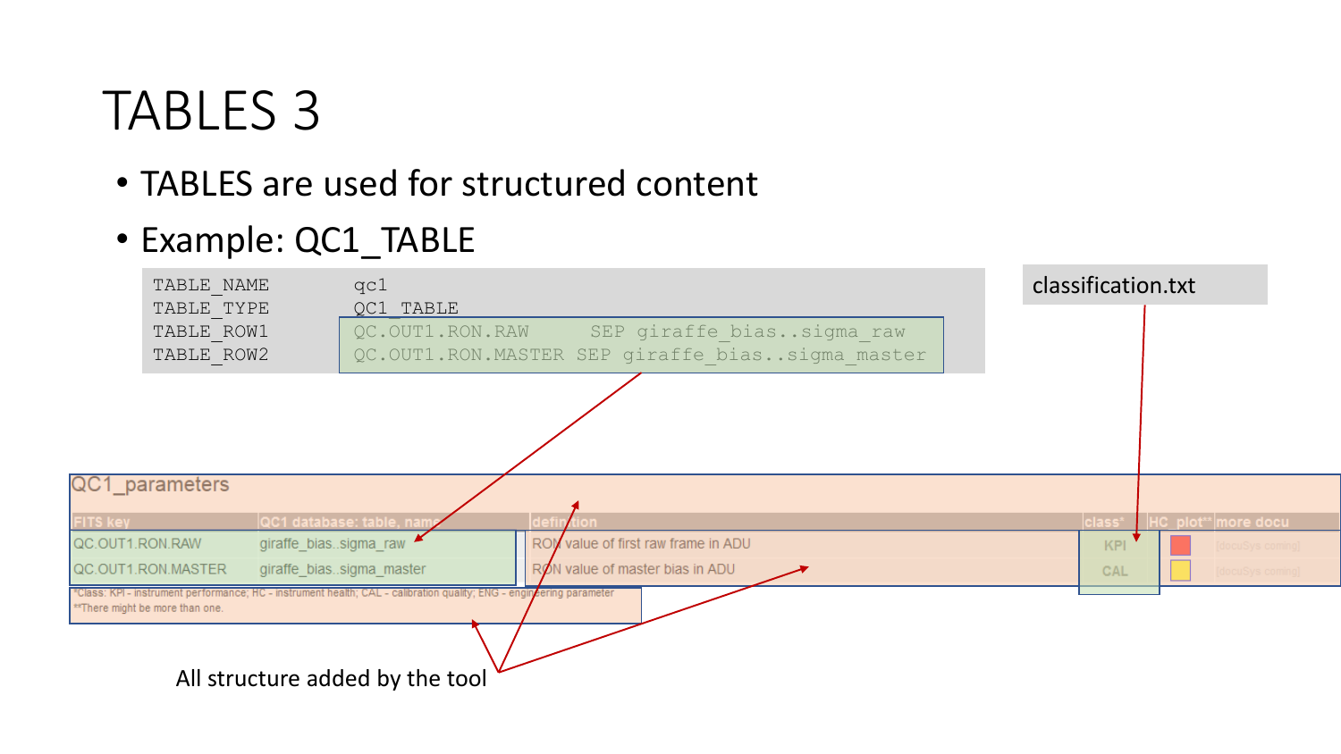# TABLES 3

- TABLES are used for structured content
- Example: QC1_TABLE

```
TABLE_NAME        qc1
TABLE_TYPE        QC1_TABLE
TABLE_ROW1        QC.OUT1.RON.RAW      SEP giraffe_bias..sigma_raw
TABLE_ROW2        QC.OUT1.RON.MASTER SEP giraffe_bias..sigma_master
```

classification.txt

QC1_parameters

| FITS key | QC1 database: table, name | definition | class* | HC_plot** | more docu |
|---|---|---|---|---|---|
| QC.OUT1.RON.RAW | giraffe_bias..sigma_raw | RON value of first raw frame in ADU | KPI | | [docuSys coming] |
| QC.OUT1.RON.MASTER | giraffe_bias..sigma_master | RON value of master bias in ADU | CAL | | [docuSys coming] |

*Class: KPI - instrument performance; HC - instrument health; CAL - calibration quality; ENG - engineering parameter
**There might be more than one.

All structure added by the tool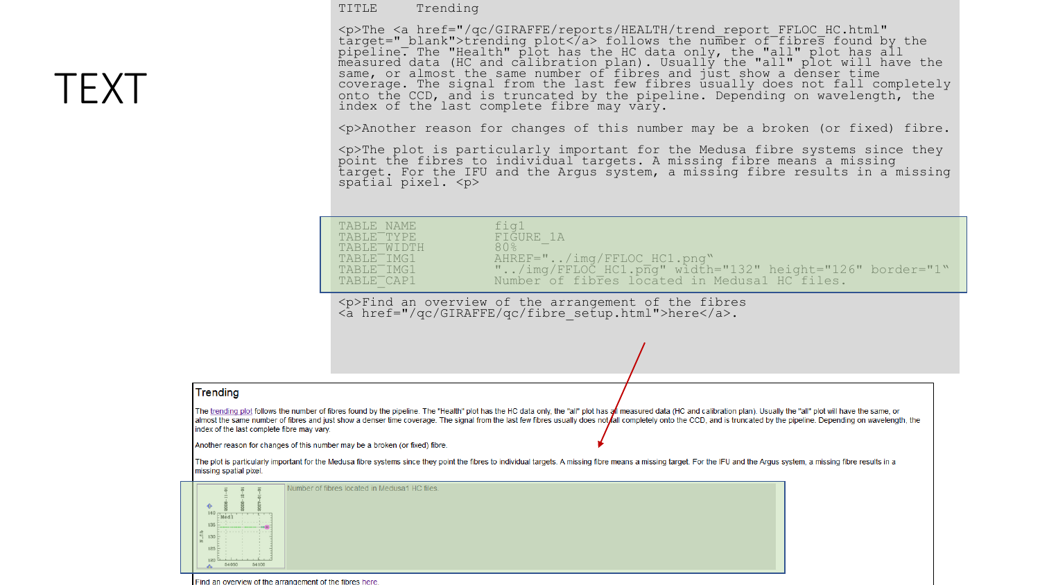# TEXT

```
TITLE     Trending

<p>The <a href="/qc/GIRAFFE/reports/HEALTH/trend_report_FFLOC_HC.html"
target="_blank">trending plot</a> follows the number of fibres found by the
pipeline. The "Health" plot has the HC data only, the "all" plot has all
measured data (HC and calibration plan). Usually the "all" plot will have the
same, or almost the same number of fibres and just show a denser time
coverage. The signal from the last few fibres usually does not fall completely
onto the CCD, and is truncated by the pipeline. Depending on wavelength, the
index of the last complete fibre may vary.

<p>Another reason for changes of this number may be a broken (or fixed) fibre.

<p>The plot is particularly important for the Medusa fibre systems since they
point the fibres to individual targets. A missing fibre means a missing
target. For the IFU and the Argus system, a missing fibre results in a missing
spatial pixel. <p>

TABLE_NAME          fig1
TABLE_TYPE          FIGURE_1A
TABLE_WIDTH         80%
TABLE_IMG1          AHREF="../img/FFLOC_HC1.png"
TABLE_IMG1          "../img/FFLOC_HC1.png" width="132" height="126" border="1"
TABLE_CAP1          Number of fibres located in Medusa1 HC files.

<p>Find an overview of the arrangement of the fibres
<a href="/qc/GIRAFFE/qc/fibre_setup.html">here</a>.
```

Trending

The trending plot follows the number of fibres found by the pipeline. The "Health" plot has the HC data only, the "all" plot has all measured data (HC and calibration plan). Usually the "all" plot will have the same, or almost the same number of fibres and just show a denser time coverage. The signal from the last few fibres usually does not fall completely onto the CCD, and is truncated by the pipeline. Depending on wavelength, the index of the last complete fibre may vary.

Another reason for changes of this number may be a broken (or fixed) fibre.

The plot is particularly important for the Medusa fibre systems since they point the fibres to individual targets. A missing fibre means a missing target. For the IFU and the Argus system, a missing fibre results in a missing spatial pixel.

Number of fibres located in Medusa1 HC files.

Find an overview of the arrangement of the fibres here.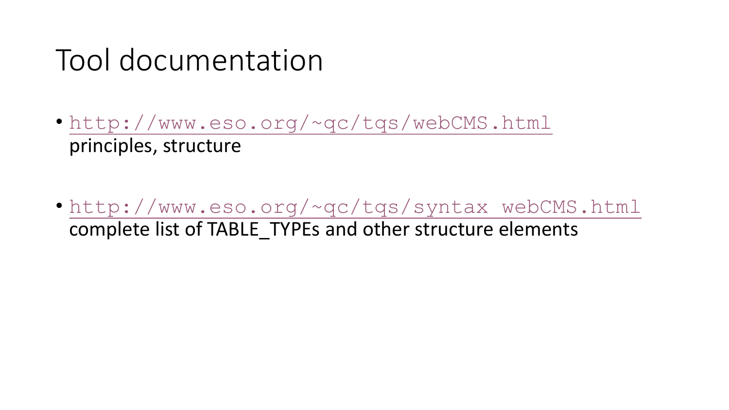# Tool documentation

- http://www.eso.org/~qc/tqs/webCMS.html
  principles, structure

- http://www.eso.org/~qc/tqs/syntax_webCMS.html
  complete list of TABLE_TYPEs and other structure elements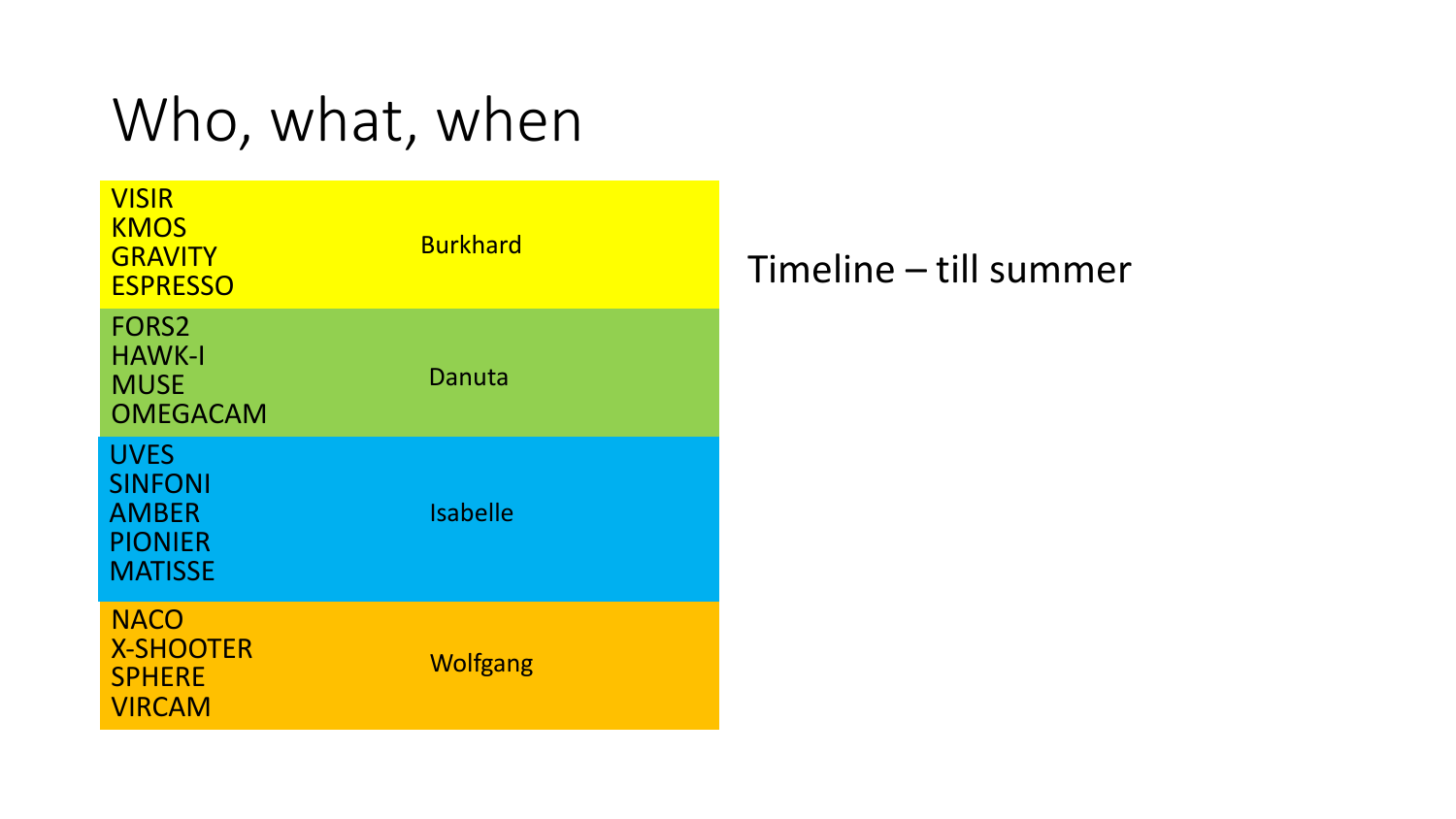# Who, what, when

| Instruments | Who |
| --- | --- |
| VISIR<br>KMOS<br>GRAVITY<br>ESPRESSO | Burkhard |
| FORS2<br>HAWK-I<br>MUSE<br>OMEGACAM | Danuta |
| UVES<br>SINFONI<br>AMBER<br>PIONIER<br>MATISSE | Isabelle |
| NACO<br>X-SHOOTER<br>SPHERE<br>VIRCAM | Wolfgang |

Timeline – till summer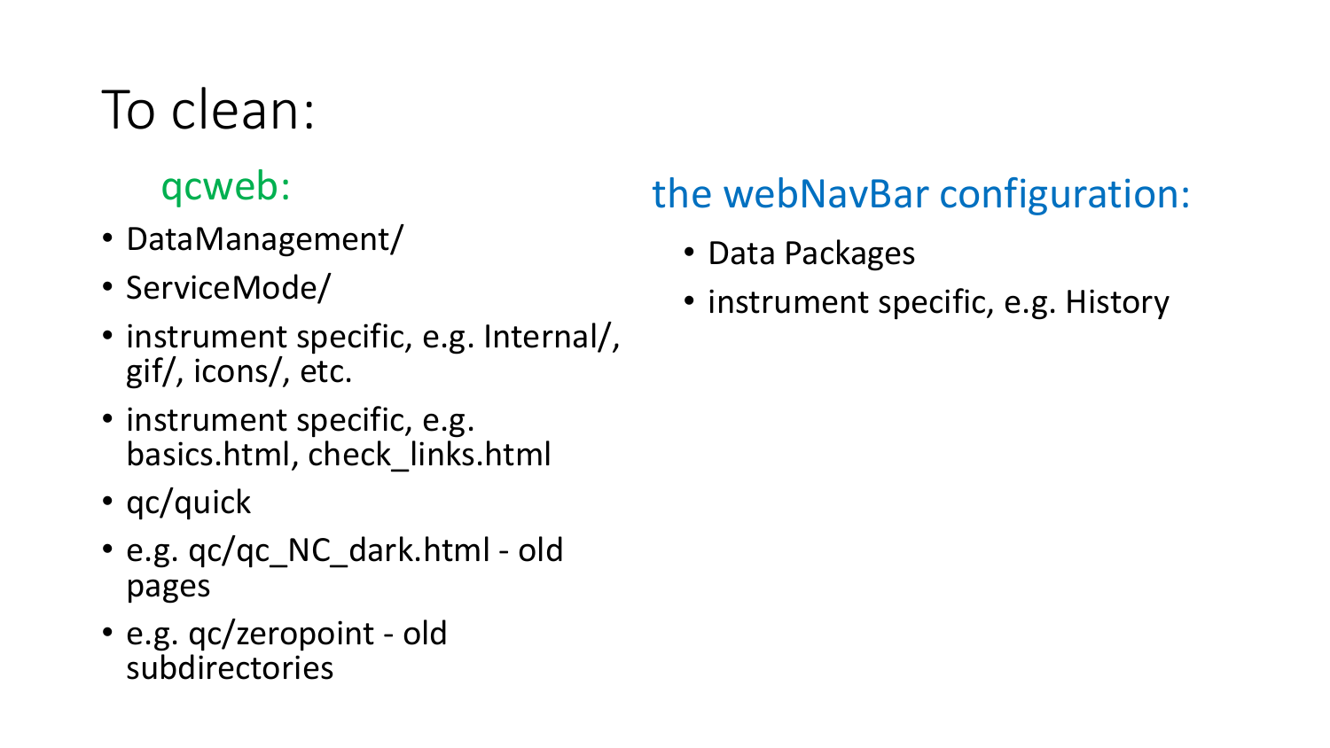# To clean:

## qcweb:

- DataManagement/
- ServiceMode/
- instrument specific, e.g. Internal/, gif/, icons/, etc.
- instrument specific, e.g. basics.html, check_links.html
- qc/quick
- e.g. qc/qc_NC_dark.html - old pages
- e.g. qc/zeropoint - old subdirectories

## the webNavBar configuration:

- Data Packages
- instrument specific, e.g. History